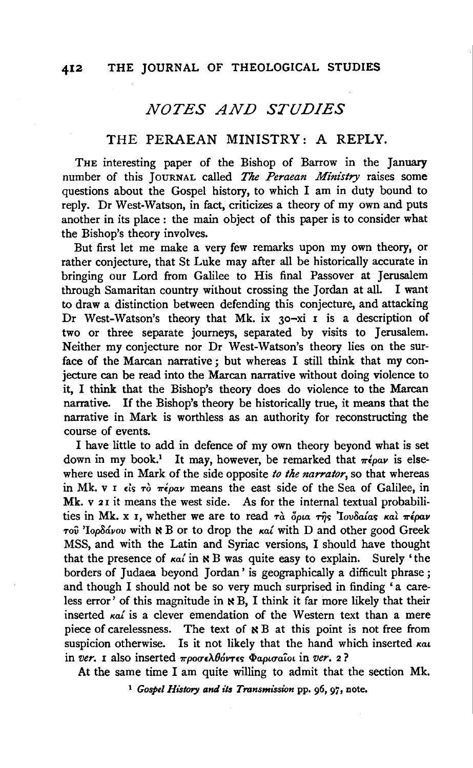## NOTES AND STUDIES

### THE PERAEAN MINISTRY: A REPLY.

THE interesting paper of the Bishop of Barrow in the January number of this JOURNAL called *The Peraean Ministry* raises some questions about the Gospel history, to which I am in duty bound to reply. Dr West-Watson, in fact, criticizes a theory of my own and puts another in its place: the main object of this paper is to consider what the Bishop's theory involves.

But first let me make a very few remarks upon my own theory, or rather conjecture, that St Luke may after all be historically accurate in bringing our Lord from Galilee to His final Passover at Jerusalem through Samaritan country without crossing the Jordan at all. I want to draw a distinction between defending this conjecture, and attacking Dr West-Watson's theory that Mk. ix 30–xi 1 is a description of two or three separate journeys, separated by visits to Jerusalem. Neither my conjecture nor Dr West-Watson's theory lies on the surface of the Marcan narrative; but whereas I still think that my conjecture can be read into the Marcan narrative without doing violence to it, I think that the Bishop's theory does do violence to the Marcan narrative. If the Bishop's theory be historically true, it means that the narrative in Mark is worthless as an authority for reconstructing the course of events.

I have little to add in defence of my own theory beyond what is set down in my book.[1] It may, however, be remarked that πέραν is elsewhere used in Mark of the side opposite *to the narrator*, so that whereas in Mk. v 1 εἰς τὸ πέραν means the east side of the Sea of Galilee, in Mk. v 21 it means the west side. As for the internal textual probabilities in Mk. x 1, whether we are to read τὰ ὅρια τῆς Ἰουδαίας καὶ πέραν τοῦ Ἰορδάνου with ℵ B or to drop the καί with D and other good Greek MSS, and with the Latin and Syriac versions, I should have thought that the presence of καί in ℵ B was quite easy to explain. Surely 'the borders of Judaea beyond Jordan' is geographically a difficult phrase; and though I should not be so very much surprised in finding 'a careless error' of this magnitude in ℵ B, I think it far more likely that their inserted καί is a clever emendation of the Western text than a mere piece of carelessness. The text of ℵ B at this point is not free from suspicion otherwise. Is it not likely that the hand which inserted καὶ in *ver.* 1 also inserted προσελθόντες Φαρισαῖοι in *ver.* 2?

At the same time I am quite willing to admit that the section Mk.

[1] *Gospel History and its Transmission* pp. 96, 97, note.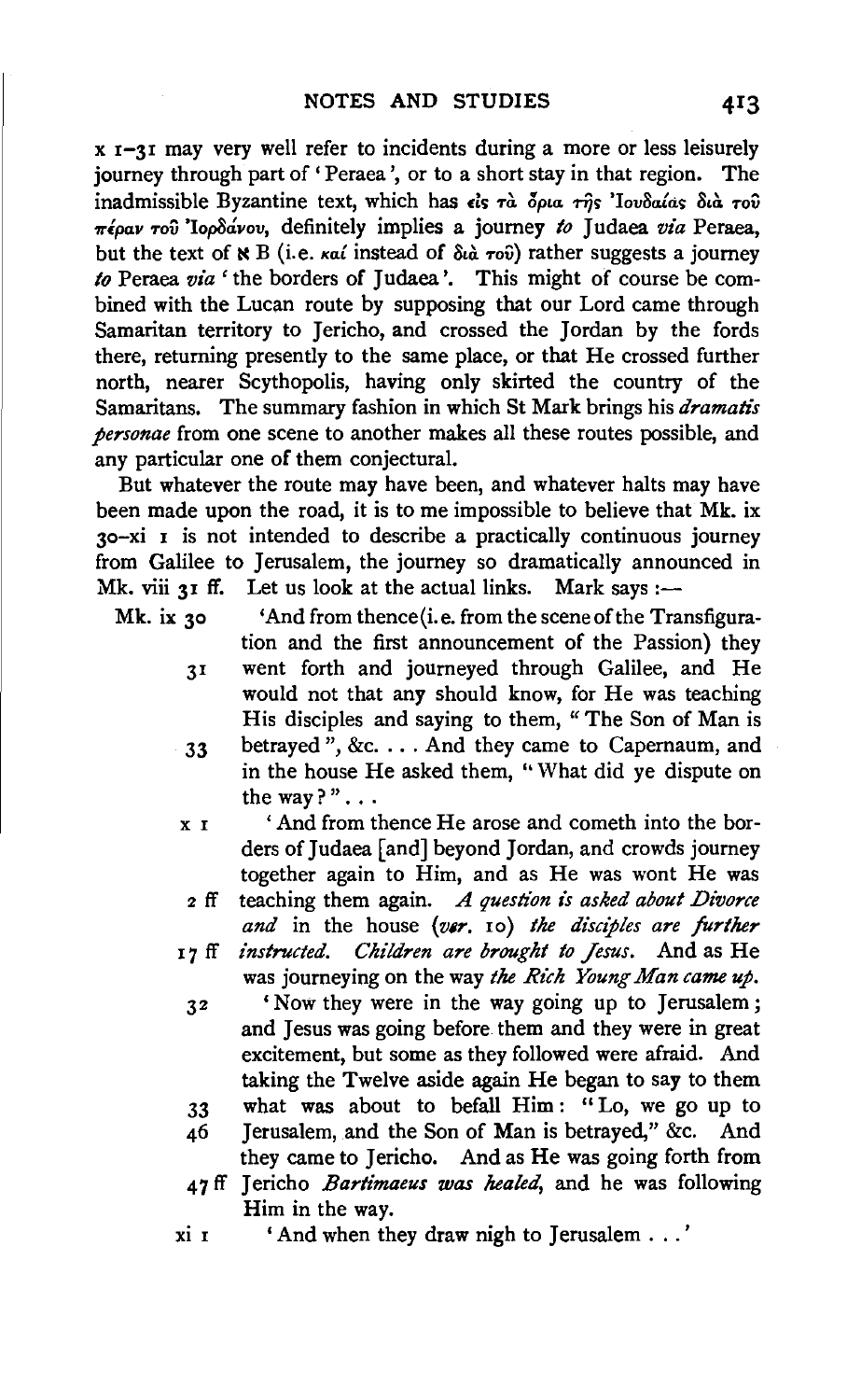x 1–31 may very well refer to incidents during a more or less leisurely journey through part of 'Peraea', or to a short stay in that region. The inadmissible Byzantine text, which has εἰς τὰ ὅρια τῆς Ἰουδαίας διὰ τοῦ πέραν τοῦ Ἰορδάνου, definitely implies a journey *to* Judaea *via* Peraea, but the text of ℵ B (i.e. καί instead of διὰ τοῦ) rather suggests a journey *to* Peraea *via* 'the borders of Judaea'. This might of course be combined with the Lucan route by supposing that our Lord came through Samaritan territory to Jericho, and crossed the Jordan by the fords there, returning presently to the same place, or that He crossed further north, nearer Scythopolis, having only skirted the country of the Samaritans. The summary fashion in which St Mark brings his *dramatis personae* from one scene to another makes all these routes possible, and any particular one of them conjectural.

But whatever the route may have been, and whatever halts may have been made upon the road, it is to me impossible to believe that Mk. ix 30–xi 1 is not intended to describe a practically continuous journey from Galilee to Jerusalem, the journey so dramatically announced in Mk. viii 31 ff. Let us look at the actual links. Mark says :—

Mk. ix 30 'And from thence (i. e. from the scene of the Transfiguration and the first announcement of the Passion) they 31 went forth and journeyed through Galilee, and He would not that any should know, for He was teaching His disciples and saying to them, "The Son of Man is 33 betrayed", &c. . . . And they came to Capernaum, and in the house He asked them, "What did ye dispute on the way?" . . .

x 1 'And from thence He arose and cometh into the borders of Judaea [and] beyond Jordan, and crowds journey together again to Him, and as He was wont He was 2 ff teaching them again. *A question is asked about Divorce and* in the house (*ver.* 10) *the disciples are further* 17 ff *instructed. Children are brought to Jesus.* And as He was journeying on the way *the Rich Young Man came up.*

32 'Now they were in the way going up to Jerusalem; and Jesus was going before them and they were in great excitement, but some as they followed were afraid. And taking the Twelve aside again He began to say to them 33 what was about to befall Him: "Lo, we go up to 46 Jerusalem, and the Son of Man is betrayed," &c. And they came to Jericho. And as He was going forth from 47 ff Jericho *Bartimaeus was healed*, and he was following Him in the way.

xi 1 'And when they draw nigh to Jerusalem . . .'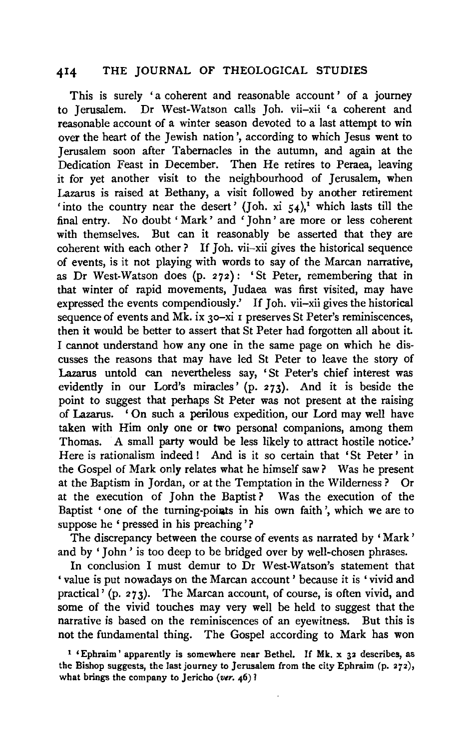This is surely 'a coherent and reasonable account' of a journey to Jerusalem. Dr West-Watson calls Joh. vii–xii 'a coherent and reasonable account of a winter season devoted to a last attempt to win over the heart of the Jewish nation', according to which Jesus went to Jerusalem soon after Tabernacles in the autumn, and again at the Dedication Feast in December. Then He retires to Peraea, leaving it for yet another visit to the neighbourhood of Jerusalem, when Lazarus is raised at Bethany, a visit followed by another retirement 'into the country near the desert' (Joh. xi 54),[1] which lasts till the final entry. No doubt 'Mark' and 'John' are more or less coherent with themselves. But can it reasonably be asserted that they are coherent with each other? If Joh. vii–xii gives the historical sequence of events, is it not playing with words to say of the Marcan narrative, as Dr West-Watson does (p. 272): 'St Peter, remembering that in that winter of rapid movements, Judaea was first visited, may have expressed the events compendiously.' If Joh. vii–xii gives the historical sequence of events and Mk. ix 30–xi 1 preserves St Peter's reminiscences, then it would be better to assert that St Peter had forgotten all about it. I cannot understand how any one in the same page on which he discusses the reasons that may have led St Peter to leave the story of Lazarus untold can nevertheless say, 'St Peter's chief interest was evidently in our Lord's miracles' (p. 273). And it is beside the point to suggest that perhaps St Peter was not present at the raising of Lazarus. 'On such a perilous expedition, our Lord may well have taken with Him only one or two personal companions, among them Thomas. A small party would be less likely to attract hostile notice.' Here is rationalism indeed! And is it so certain that 'St Peter' in the Gospel of Mark only relates what he himself saw? Was he present at the Baptism in Jordan, or at the Temptation in the Wilderness? Or at the execution of John the Baptist? Was the execution of the Baptist 'one of the turning-points in his own faith', which we are to suppose he 'pressed in his preaching'?

The discrepancy between the course of events as narrated by 'Mark' and by 'John' is too deep to be bridged over by well-chosen phrases.

In conclusion I must demur to Dr West-Watson's statement that 'value is put nowadays on the Marcan account' because it is 'vivid and practical' (p. 273). The Marcan account, of course, is often vivid, and some of the vivid touches may very well be held to suggest that the narrative is based on the reminiscences of an eyewitness. But this is not the fundamental thing. The Gospel according to Mark has won

[1] 'Ephraim' apparently is somewhere near Bethel. If Mk. x 32 describes, as the Bishop suggests, the last journey to Jerusalem from the city Ephraim (p. 272), what brings the company to Jericho (*ver.* 46)?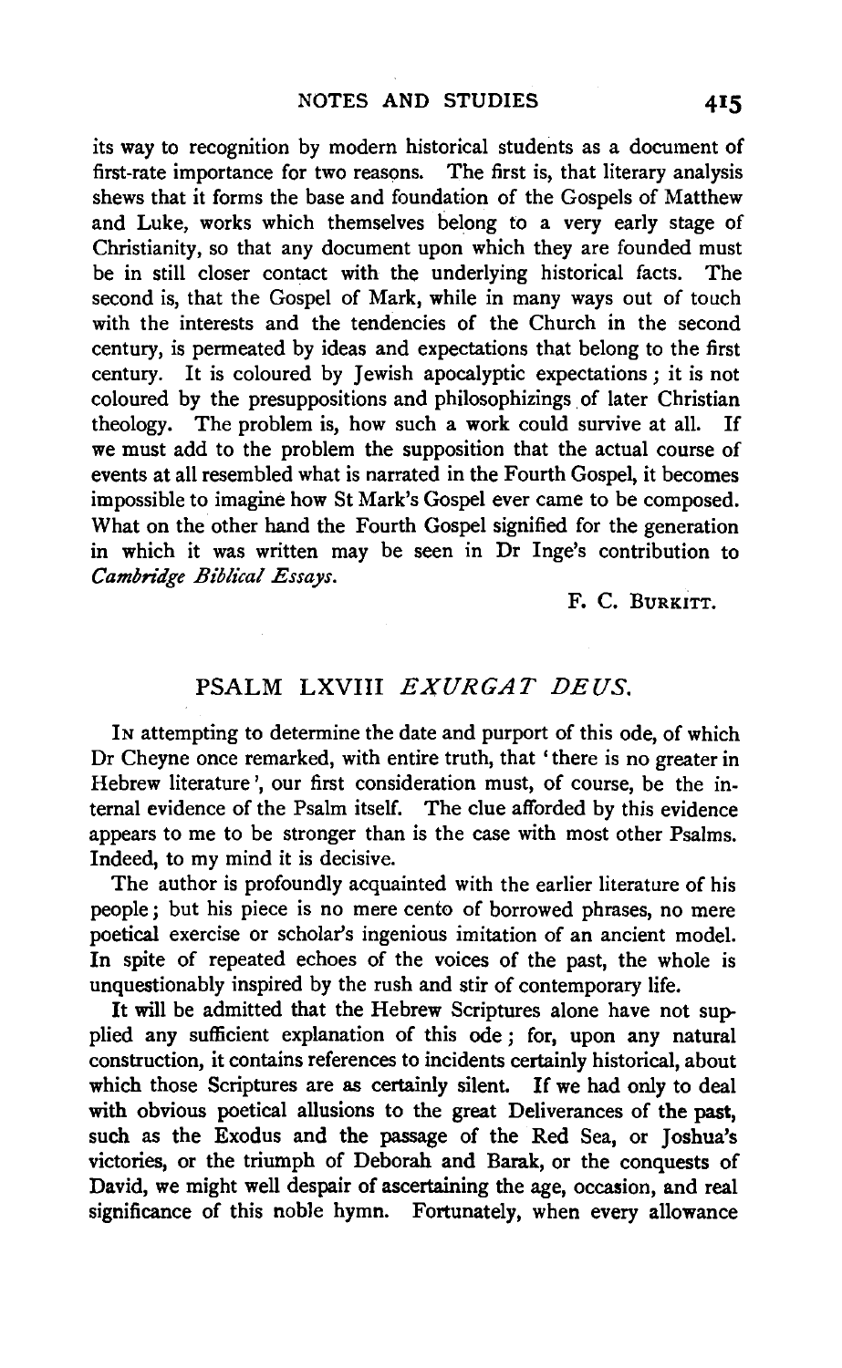its way to recognition by modern historical students as a document of first-rate importance for two reasons. The first is, that literary analysis shews that it forms the base and foundation of the Gospels of Matthew and Luke, works which themselves belong to a very early stage of Christianity, so that any document upon which they are founded must be in still closer contact with the underlying historical facts. The second is, that the Gospel of Mark, while in many ways out of touch with the interests and the tendencies of the Church in the second century, is permeated by ideas and expectations that belong to the first century. It is coloured by Jewish apocalyptic expectations; it is not coloured by the presuppositions and philosophizings of later Christian theology. The problem is, how such a work could survive at all. If we must add to the problem the supposition that the actual course of events at all resembled what is narrated in the Fourth Gospel, it becomes impossible to imagine how St Mark's Gospel ever came to be composed. What on the other hand the Fourth Gospel signified for the generation in which it was written may be seen in Dr Inge's contribution to *Cambridge Biblical Essays*.

F. C. BURKITT.

## PSALM LXVIII *EXURGAT DEUS*.

IN attempting to determine the date and purport of this ode, of which Dr Cheyne once remarked, with entire truth, that 'there is no greater in Hebrew literature', our first consideration must, of course, be the internal evidence of the Psalm itself. The clue afforded by this evidence appears to me to be stronger than is the case with most other Psalms. Indeed, to my mind it is decisive.

The author is profoundly acquainted with the earlier literature of his people; but his piece is no mere cento of borrowed phrases, no mere poetical exercise or scholar's ingenious imitation of an ancient model. In spite of repeated echoes of the voices of the past, the whole is unquestionably inspired by the rush and stir of contemporary life.

It will be admitted that the Hebrew Scriptures alone have not supplied any sufficient explanation of this ode; for, upon any natural construction, it contains references to incidents certainly historical, about which those Scriptures are as certainly silent. If we had only to deal with obvious poetical allusions to the great Deliverances of the past, such as the Exodus and the passage of the Red Sea, or Joshua's victories, or the triumph of Deborah and Barak, or the conquests of David, we might well despair of ascertaining the age, occasion, and real significance of this noble hymn. Fortunately, when every allowance